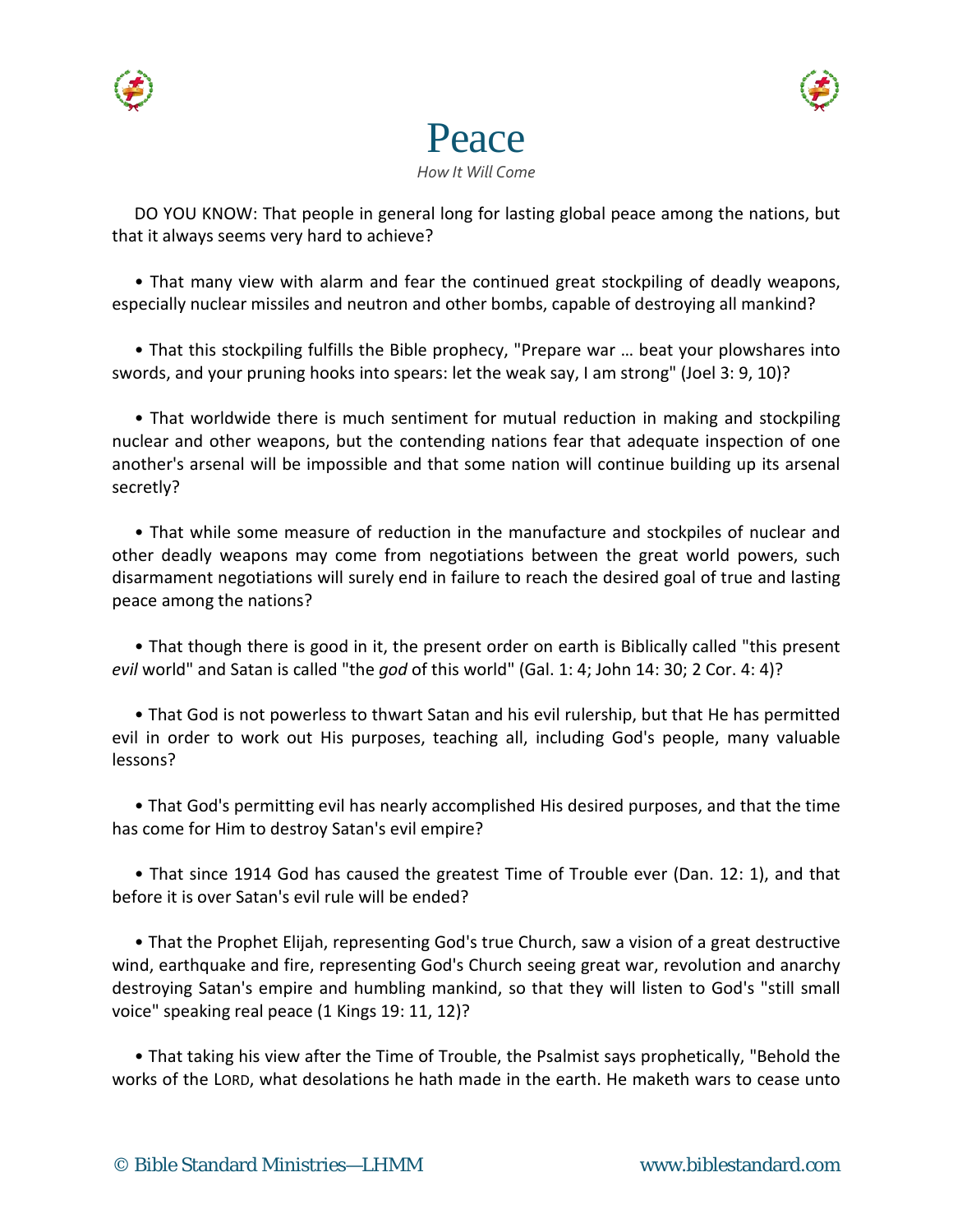# Peace

*How It Will Come*

DO YOU KNOW: That people in general long for lasting global peace among the nations, but that it always seems very hard to achieve?

• That many view with alarm and fear the continued great stockpiling of deadly weapons, especially nuclear missiles and neutron and other bombs, capable of destroying all mankind?

• That this stockpiling fulfills the Bible prophecy, "Prepare war … beat your plowshares into swords, and your pruning hooks into spears: let the weak say, I am strong" (Joel 3: 9, 10)?

• That worldwide there is much sentiment for mutual reduction in making and stockpiling nuclear and other weapons, but the contending nations fear that adequate inspection of one another's arsenal will be impossible and that some nation will continue building up its arsenal secretly?

• That while some measure of reduction in the manufacture and stockpiles of nuclear and other deadly weapons may come from negotiations between the great world powers, such disarmament negotiations will surely end in failure to reach the desired goal of true and lasting peace among the nations?

• That though there is good in it, the present order on earth is Biblically called "this present *evil* world" and Satan is called "the *god* of this world" (Gal. 1: 4; John 14: 30; 2 Cor. 4: 4)?

• That God is not powerless to thwart Satan and his evil rulership, but that He has permitted evil in order to work out His purposes, teaching all, including God's people, many valuable lessons?

• That God's permitting evil has nearly accomplished His desired purposes, and that the time has come for Him to destroy Satan's evil empire?

• That since 1914 God has caused the greatest Time of Trouble ever (Dan. 12: 1), and that before it is over Satan's evil rule will be ended?

• That the Prophet Elijah, representing God's true Church, saw a vision of a great destructive wind, earthquake and fire, representing God's Church seeing great war, revolution and anarchy destroying Satan's empire and humbling mankind, so that they will listen to God's "still small voice" speaking real peace (1 Kings 19: 11, 12)?

• That taking his view after the Time of Trouble, the Psalmist says prophetically, "Behold the works of the LORD, what desolations he hath made in the earth. He maketh wars to cease unto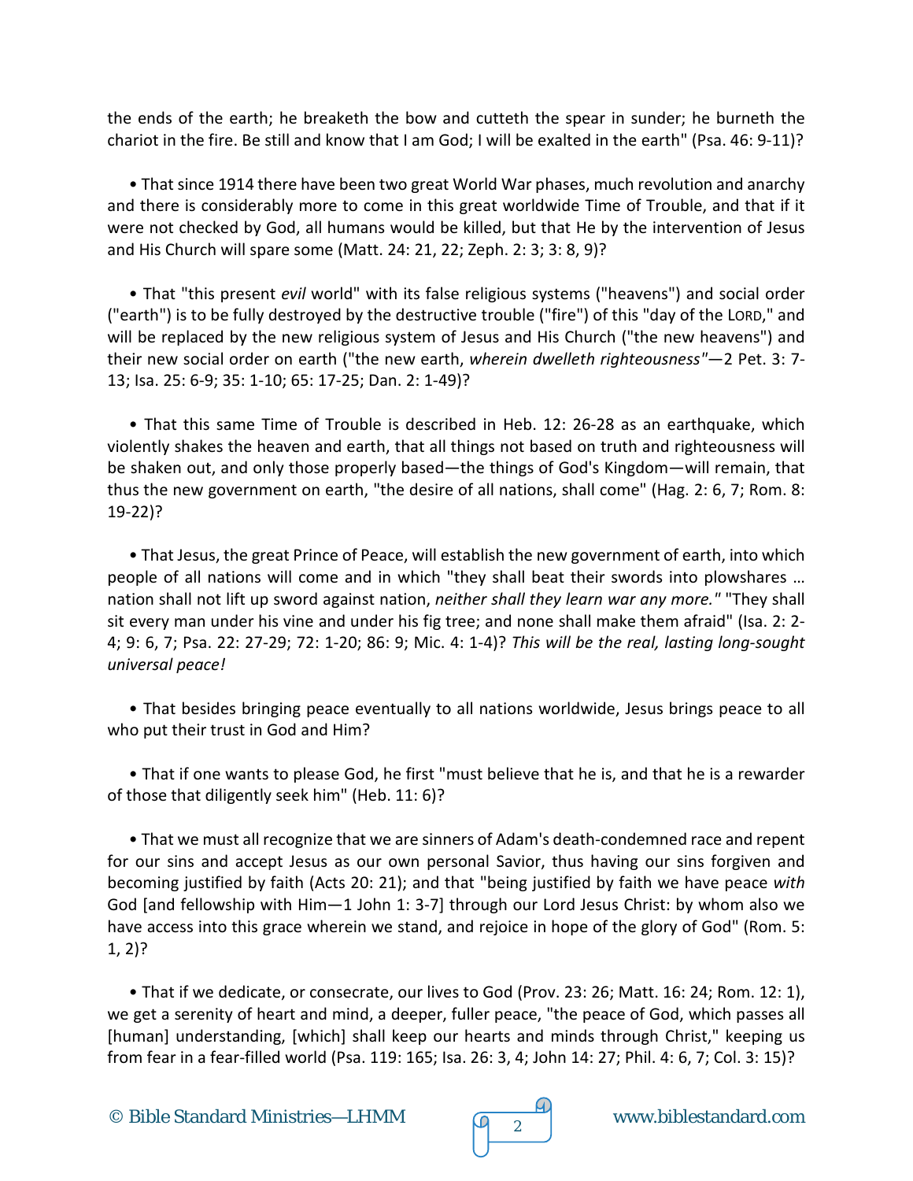the ends of the earth; he breaketh the bow and cutteth the spear in sunder; he burneth the chariot in the fire. Be still and know that I am God; I will be exalted in the earth" (Psa. 46: 9-11)?

• That since 1914 there have been two great World War phases, much revolution and anarchy and there is considerably more to come in this great worldwide Time of Trouble, and that if it were not checked by God, all humans would be killed, but that He by the intervention of Jesus and His Church will spare some (Matt. 24: 21, 22; Zeph. 2: 3; 3: 8, 9)?

• That "this present *evil* world" with its false religious systems ("heavens") and social order ("earth") is to be fully destroyed by the destructive trouble ("fire") of this "day of the LORD," and will be replaced by the new religious system of Jesus and His Church ("the new heavens") and their new social order on earth ("the new earth, *wherein dwelleth righteousness"*—2 Pet. 3: 7-13; Isa. 25: 6-9; 35: 1-10; 65: 17-25; Dan. 2: 1-49)?

• That this same Time of Trouble is described in Heb. 12: 26-28 as an earthquake, which violently shakes the heaven and earth, that all things not based on truth and righteousness will be shaken out, and only those properly based—the things of God's Kingdom—will remain, that thus the new government on earth, "the desire of all nations, shall come" (Hag. 2: 6, 7; Rom. 8: 19-22)?

• That Jesus, the great Prince of Peace, will establish the new government of earth, into which people of all nations will come and in which "they shall beat their swords into plowshares … nation shall not lift up sword against nation, *neither shall they learn war any more."* "They shall sit every man under his vine and under his fig tree; and none shall make them afraid" (Isa. 2: 2-4; 9: 6, 7; Psa. 22: 27-29; 72: 1-20; 86: 9; Mic. 4: 1-4)? *This will be the real, lasting long-sought universal peace!*

• That besides bringing peace eventually to all nations worldwide, Jesus brings peace to all who put their trust in God and Him?

• That if one wants to please God, he first "must believe that he is, and that he is a rewarder of those that diligently seek him" (Heb. 11: 6)?

• That we must all recognize that we are sinners of Adam's death-condemned race and repent for our sins and accept Jesus as our own personal Savior, thus having our sins forgiven and becoming justified by faith (Acts 20: 21); and that "being justified by faith we have peace *with* God [and fellowship with Him—1 John 1: 3-7] through our Lord Jesus Christ: by whom also we have access into this grace wherein we stand, and rejoice in hope of the glory of God" (Rom. 5: 1, 2)?

• That if we dedicate, or consecrate, our lives to God (Prov. 23: 26; Matt. 16: 24; Rom. 12: 1), we get a serenity of heart and mind, a deeper, fuller peace, "the peace of God, which passes all [human] understanding, [which] shall keep our hearts and minds through Christ," keeping us from fear in a fear-filled world (Psa. 119: 165; Isa. 26: 3, 4; John 14: 27; Phil. 4: 6, 7; Col. 3: 15)?

© Bible Standard Ministries—LHMM www.biblestandard.com